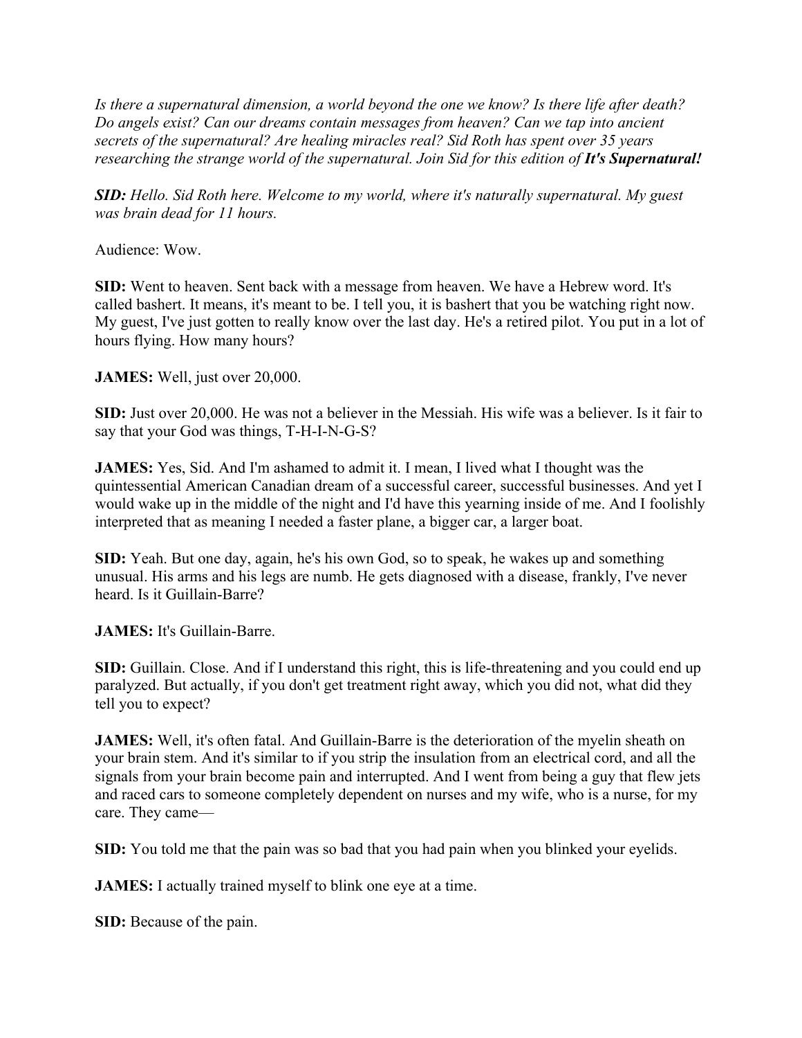*Is there a supernatural dimension, a world beyond the one we know? Is there life after death? Do angels exist? Can our dreams contain messages from heaven? Can we tap into ancient secrets of the supernatural? Are healing miracles real? Sid Roth has spent over 35 years researching the strange world of the supernatural. Join Sid for this edition of **It's Supernatural!***

***SID:** Hello. Sid Roth here. Welcome to my world, where it's naturally supernatural. My guest was brain dead for 11 hours.*

Audience: Wow.

**SID:** Went to heaven. Sent back with a message from heaven. We have a Hebrew word. It's called bashert. It means, it's meant to be. I tell you, it is bashert that you be watching right now. My guest, I've just gotten to really know over the last day. He's a retired pilot. You put in a lot of hours flying. How many hours?

**JAMES:** Well, just over 20,000.

**SID:** Just over 20,000. He was not a believer in the Messiah. His wife was a believer. Is it fair to say that your God was things, T-H-I-N-G-S?

**JAMES:** Yes, Sid. And I'm ashamed to admit it. I mean, I lived what I thought was the quintessential American Canadian dream of a successful career, successful businesses. And yet I would wake up in the middle of the night and I'd have this yearning inside of me. And I foolishly interpreted that as meaning I needed a faster plane, a bigger car, a larger boat.

**SID:** Yeah. But one day, again, he's his own God, so to speak, he wakes up and something unusual. His arms and his legs are numb. He gets diagnosed with a disease, frankly, I've never heard. Is it Guillain-Barre?

**JAMES:** It's Guillain-Barre.

**SID:** Guillain. Close. And if I understand this right, this is life-threatening and you could end up paralyzed. But actually, if you don't get treatment right away, which you did not, what did they tell you to expect?

**JAMES:** Well, it's often fatal. And Guillain-Barre is the deterioration of the myelin sheath on your brain stem. And it's similar to if you strip the insulation from an electrical cord, and all the signals from your brain become pain and interrupted. And I went from being a guy that flew jets and raced cars to someone completely dependent on nurses and my wife, who is a nurse, for my care. They came—

**SID:** You told me that the pain was so bad that you had pain when you blinked your eyelids.

**JAMES:** I actually trained myself to blink one eye at a time.

**SID:** Because of the pain.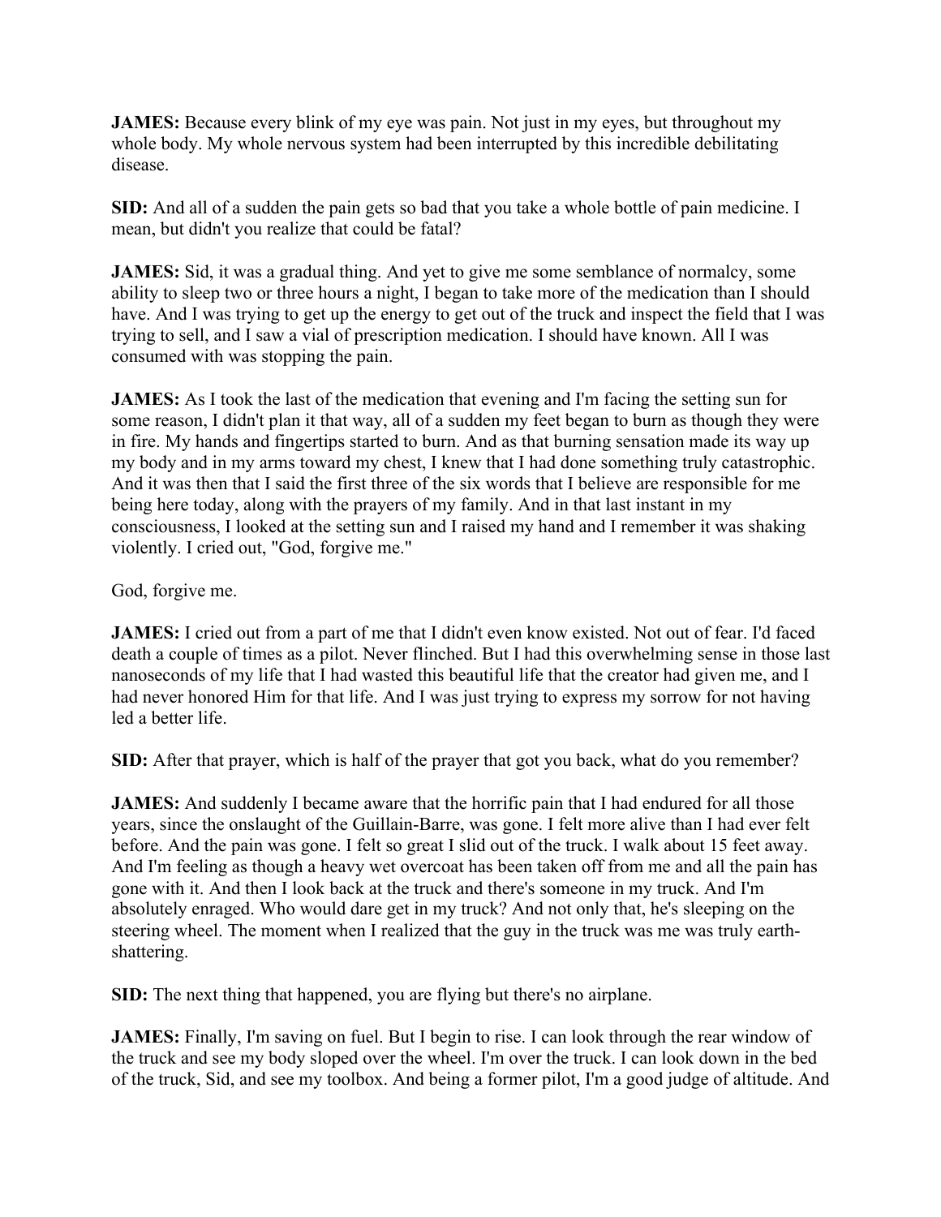**JAMES:** Because every blink of my eye was pain. Not just in my eyes, but throughout my whole body. My whole nervous system had been interrupted by this incredible debilitating disease.

**SID:** And all of a sudden the pain gets so bad that you take a whole bottle of pain medicine. I mean, but didn't you realize that could be fatal?

**JAMES:** Sid, it was a gradual thing. And yet to give me some semblance of normalcy, some ability to sleep two or three hours a night, I began to take more of the medication than I should have. And I was trying to get up the energy to get out of the truck and inspect the field that I was trying to sell, and I saw a vial of prescription medication. I should have known. All I was consumed with was stopping the pain.

**JAMES:** As I took the last of the medication that evening and I'm facing the setting sun for some reason, I didn't plan it that way, all of a sudden my feet began to burn as though they were in fire. My hands and fingertips started to burn. And as that burning sensation made its way up my body and in my arms toward my chest, I knew that I had done something truly catastrophic. And it was then that I said the first three of the six words that I believe are responsible for me being here today, along with the prayers of my family. And in that last instant in my consciousness, I looked at the setting sun and I raised my hand and I remember it was shaking violently. I cried out, "God, forgive me."

God, forgive me.

**JAMES:** I cried out from a part of me that I didn't even know existed. Not out of fear. I'd faced death a couple of times as a pilot. Never flinched. But I had this overwhelming sense in those last nanoseconds of my life that I had wasted this beautiful life that the creator had given me, and I had never honored Him for that life. And I was just trying to express my sorrow for not having led a better life.

**SID:** After that prayer, which is half of the prayer that got you back, what do you remember?

**JAMES:** And suddenly I became aware that the horrific pain that I had endured for all those years, since the onslaught of the Guillain-Barre, was gone. I felt more alive than I had ever felt before. And the pain was gone. I felt so great I slid out of the truck. I walk about 15 feet away. And I'm feeling as though a heavy wet overcoat has been taken off from me and all the pain has gone with it. And then I look back at the truck and there's someone in my truck. And I'm absolutely enraged. Who would dare get in my truck? And not only that, he's sleeping on the steering wheel. The moment when I realized that the guy in the truck was me was truly earth-shattering.

**SID:** The next thing that happened, you are flying but there's no airplane.

**JAMES:** Finally, I'm saving on fuel. But I begin to rise. I can look through the rear window of the truck and see my body sloped over the wheel. I'm over the truck. I can look down in the bed of the truck, Sid, and see my toolbox. And being a former pilot, I'm a good judge of altitude. And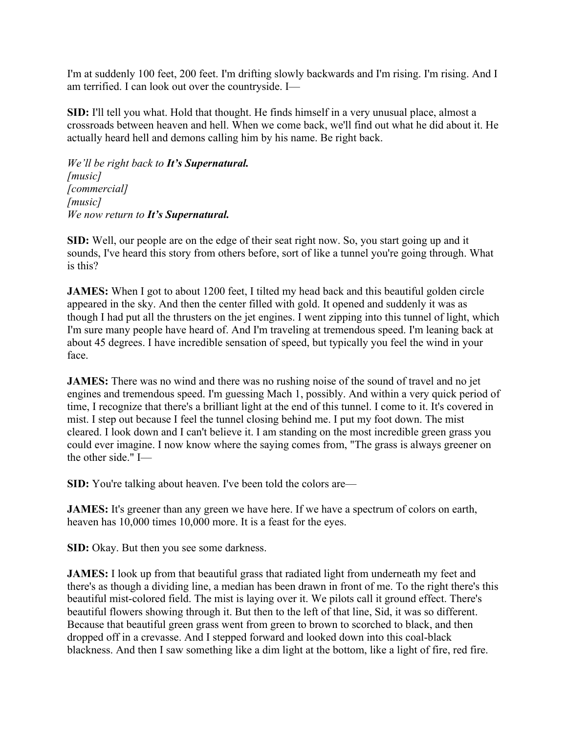I'm at suddenly 100 feet, 200 feet. I'm drifting slowly backwards and I'm rising. I'm rising. And I am terrified. I can look out over the countryside. I—

**SID:** I'll tell you what. Hold that thought. He finds himself in a very unusual place, almost a crossroads between heaven and hell. When we come back, we'll find out what he did about it. He actually heard hell and demons calling him by his name. Be right back.

*We'll be right back to **It's Supernatural.***
*[music]*
*[commercial]*
*[music]*
*We now return to **It's Supernatural.***

**SID:** Well, our people are on the edge of their seat right now. So, you start going up and it sounds, I've heard this story from others before, sort of like a tunnel you're going through. What is this?

**JAMES:** When I got to about 1200 feet, I tilted my head back and this beautiful golden circle appeared in the sky. And then the center filled with gold. It opened and suddenly it was as though I had put all the thrusters on the jet engines. I went zipping into this tunnel of light, which I'm sure many people have heard of. And I'm traveling at tremendous speed. I'm leaning back at about 45 degrees. I have incredible sensation of speed, but typically you feel the wind in your face.

**JAMES:** There was no wind and there was no rushing noise of the sound of travel and no jet engines and tremendous speed. I'm guessing Mach 1, possibly. And within a very quick period of time, I recognize that there's a brilliant light at the end of this tunnel. I come to it. It's covered in mist. I step out because I feel the tunnel closing behind me. I put my foot down. The mist cleared. I look down and I can't believe it. I am standing on the most incredible green grass you could ever imagine. I now know where the saying comes from, "The grass is always greener on the other side." I—

**SID:** You're talking about heaven. I've been told the colors are—

**JAMES:** It's greener than any green we have here. If we have a spectrum of colors on earth, heaven has 10,000 times 10,000 more. It is a feast for the eyes.

**SID:** Okay. But then you see some darkness.

**JAMES:** I look up from that beautiful grass that radiated light from underneath my feet and there's as though a dividing line, a median has been drawn in front of me. To the right there's this beautiful mist-colored field. The mist is laying over it. We pilots call it ground effect. There's beautiful flowers showing through it. But then to the left of that line, Sid, it was so different. Because that beautiful green grass went from green to brown to scorched to black, and then dropped off in a crevasse. And I stepped forward and looked down into this coal-black blackness. And then I saw something like a dim light at the bottom, like a light of fire, red fire.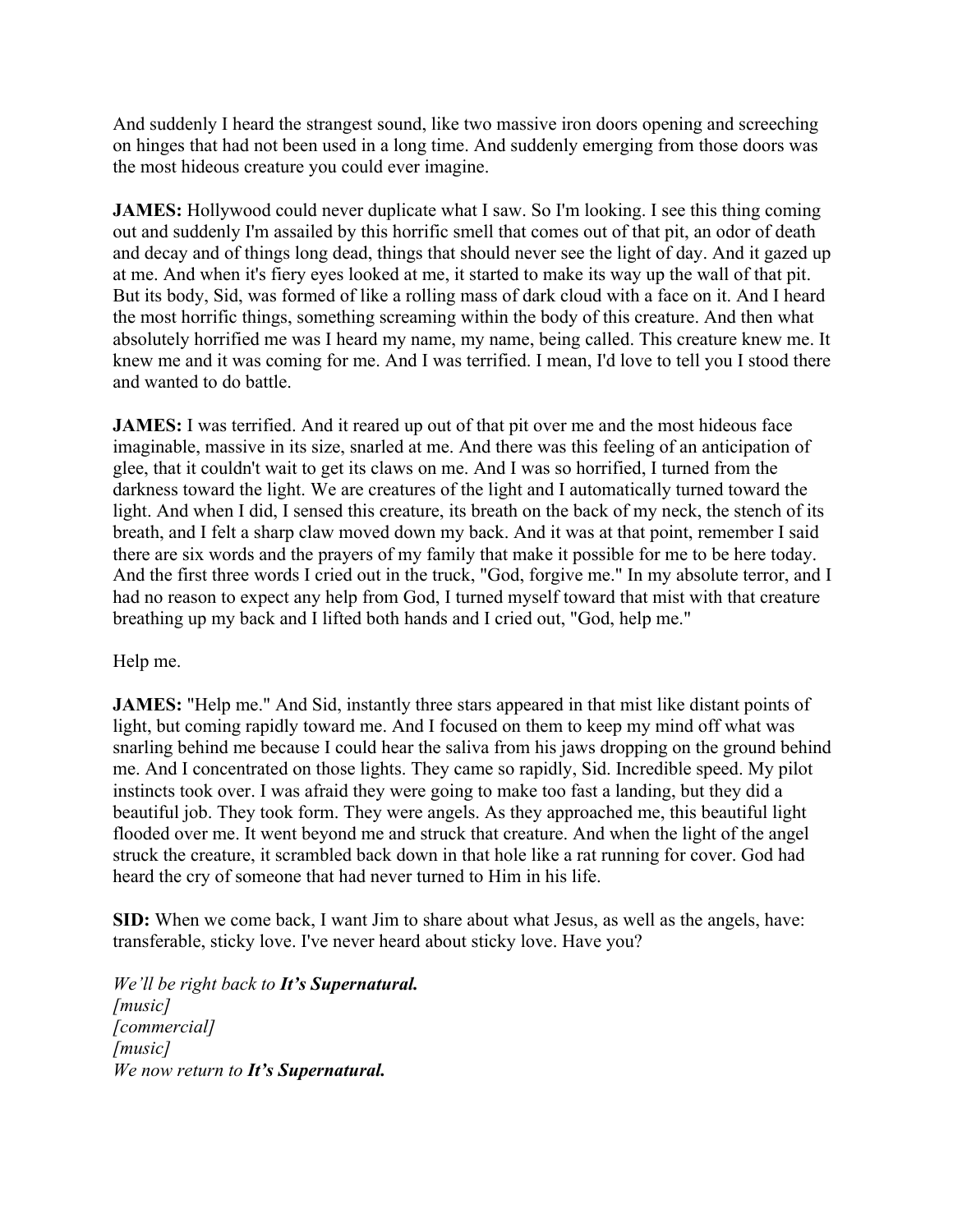And suddenly I heard the strangest sound, like two massive iron doors opening and screeching on hinges that had not been used in a long time. And suddenly emerging from those doors was the most hideous creature you could ever imagine.

**JAMES:** Hollywood could never duplicate what I saw. So I'm looking. I see this thing coming out and suddenly I'm assailed by this horrific smell that comes out of that pit, an odor of death and decay and of things long dead, things that should never see the light of day. And it gazed up at me. And when it's fiery eyes looked at me, it started to make its way up the wall of that pit. But its body, Sid, was formed of like a rolling mass of dark cloud with a face on it. And I heard the most horrific things, something screaming within the body of this creature. And then what absolutely horrified me was I heard my name, my name, being called. This creature knew me. It knew me and it was coming for me. And I was terrified. I mean, I'd love to tell you I stood there and wanted to do battle.

**JAMES:** I was terrified. And it reared up out of that pit over me and the most hideous face imaginable, massive in its size, snarled at me. And there was this feeling of an anticipation of glee, that it couldn't wait to get its claws on me. And I was so horrified, I turned from the darkness toward the light. We are creatures of the light and I automatically turned toward the light. And when I did, I sensed this creature, its breath on the back of my neck, the stench of its breath, and I felt a sharp claw moved down my back. And it was at that point, remember I said there are six words and the prayers of my family that make it possible for me to be here today. And the first three words I cried out in the truck, "God, forgive me." In my absolute terror, and I had no reason to expect any help from God, I turned myself toward that mist with that creature breathing up my back and I lifted both hands and I cried out, "God, help me."

Help me.

**JAMES:** "Help me." And Sid, instantly three stars appeared in that mist like distant points of light, but coming rapidly toward me. And I focused on them to keep my mind off what was snarling behind me because I could hear the saliva from his jaws dropping on the ground behind me. And I concentrated on those lights. They came so rapidly, Sid. Incredible speed. My pilot instincts took over. I was afraid they were going to make too fast a landing, but they did a beautiful job. They took form. They were angels. As they approached me, this beautiful light flooded over me. It went beyond me and struck that creature. And when the light of the angel struck the creature, it scrambled back down in that hole like a rat running for cover. God had heard the cry of someone that had never turned to Him in his life.

**SID:** When we come back, I want Jim to share about what Jesus, as well as the angels, have: transferable, sticky love. I've never heard about sticky love. Have you?

*We'll be right back to **It's Supernatural.***
*[music]*
*[commercial]*
*[music]*
*We now return to **It's Supernatural.***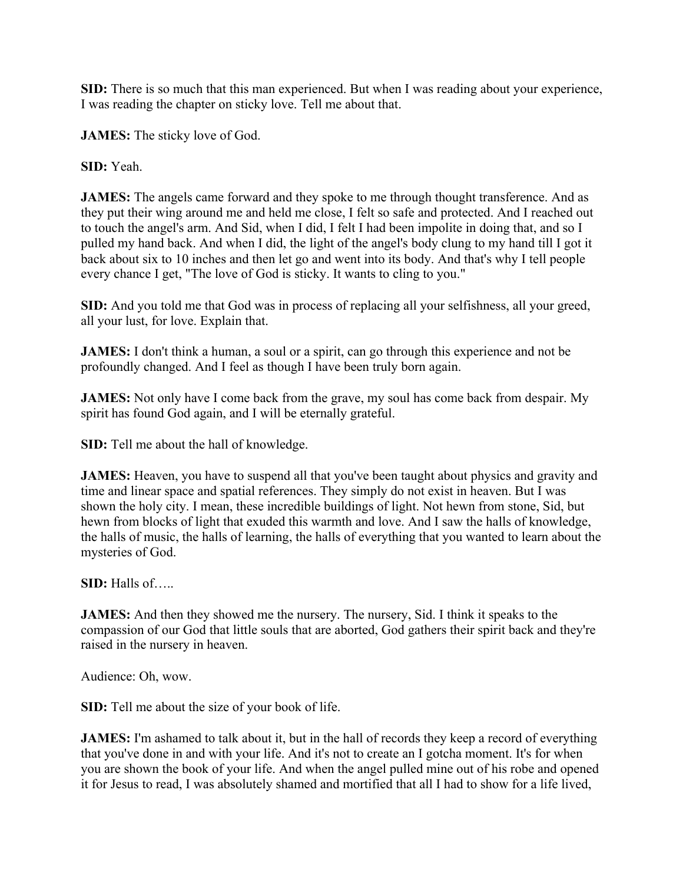**SID:** There is so much that this man experienced. But when I was reading about your experience, I was reading the chapter on sticky love. Tell me about that.

**JAMES:** The sticky love of God.

**SID:** Yeah.

**JAMES:** The angels came forward and they spoke to me through thought transference. And as they put their wing around me and held me close, I felt so safe and protected. And I reached out to touch the angel's arm. And Sid, when I did, I felt I had been impolite in doing that, and so I pulled my hand back. And when I did, the light of the angel's body clung to my hand till I got it back about six to 10 inches and then let go and went into its body. And that's why I tell people every chance I get, "The love of God is sticky. It wants to cling to you."

**SID:** And you told me that God was in process of replacing all your selfishness, all your greed, all your lust, for love. Explain that.

**JAMES:** I don't think a human, a soul or a spirit, can go through this experience and not be profoundly changed. And I feel as though I have been truly born again.

**JAMES:** Not only have I come back from the grave, my soul has come back from despair. My spirit has found God again, and I will be eternally grateful.

**SID:** Tell me about the hall of knowledge.

**JAMES:** Heaven, you have to suspend all that you've been taught about physics and gravity and time and linear space and spatial references. They simply do not exist in heaven. But I was shown the holy city. I mean, these incredible buildings of light. Not hewn from stone, Sid, but hewn from blocks of light that exuded this warmth and love. And I saw the halls of knowledge, the halls of music, the halls of learning, the halls of everything that you wanted to learn about the mysteries of God.

**SID:** Halls of…..

**JAMES:** And then they showed me the nursery. The nursery, Sid. I think it speaks to the compassion of our God that little souls that are aborted, God gathers their spirit back and they're raised in the nursery in heaven.

Audience: Oh, wow.

**SID:** Tell me about the size of your book of life.

**JAMES:** I'm ashamed to talk about it, but in the hall of records they keep a record of everything that you've done in and with your life. And it's not to create an I gotcha moment. It's for when you are shown the book of your life. And when the angel pulled mine out of his robe and opened it for Jesus to read, I was absolutely shamed and mortified that all I had to show for a life lived,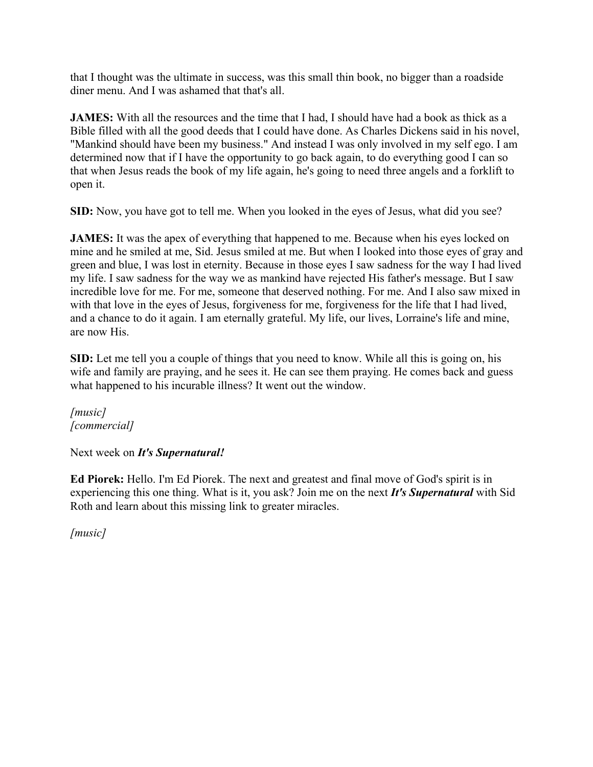that I thought was the ultimate in success, was this small thin book, no bigger than a roadside diner menu. And I was ashamed that that's all.

**JAMES:** With all the resources and the time that I had, I should have had a book as thick as a Bible filled with all the good deeds that I could have done. As Charles Dickens said in his novel, "Mankind should have been my business." And instead I was only involved in my self ego. I am determined now that if I have the opportunity to go back again, to do everything good I can so that when Jesus reads the book of my life again, he's going to need three angels and a forklift to open it.

**SID:** Now, you have got to tell me. When you looked in the eyes of Jesus, what did you see?

**JAMES:** It was the apex of everything that happened to me. Because when his eyes locked on mine and he smiled at me, Sid. Jesus smiled at me. But when I looked into those eyes of gray and green and blue, I was lost in eternity. Because in those eyes I saw sadness for the way I had lived my life. I saw sadness for the way we as mankind have rejected His father's message. But I saw incredible love for me. For me, someone that deserved nothing. For me. And I also saw mixed in with that love in the eyes of Jesus, forgiveness for me, forgiveness for the life that I had lived, and a chance to do it again. I am eternally grateful. My life, our lives, Lorraine's life and mine, are now His.

**SID:** Let me tell you a couple of things that you need to know. While all this is going on, his wife and family are praying, and he sees it. He can see them praying. He comes back and guess what happened to his incurable illness? It went out the window.

*[music]*
*[commercial]*

Next week on ***It's Supernatural!***

**Ed Piorek:** Hello. I'm Ed Piorek. The next and greatest and final move of God's spirit is in experiencing this one thing. What is it, you ask? Join me on the next ***It's Supernatural*** with Sid Roth and learn about this missing link to greater miracles.

*[music]*